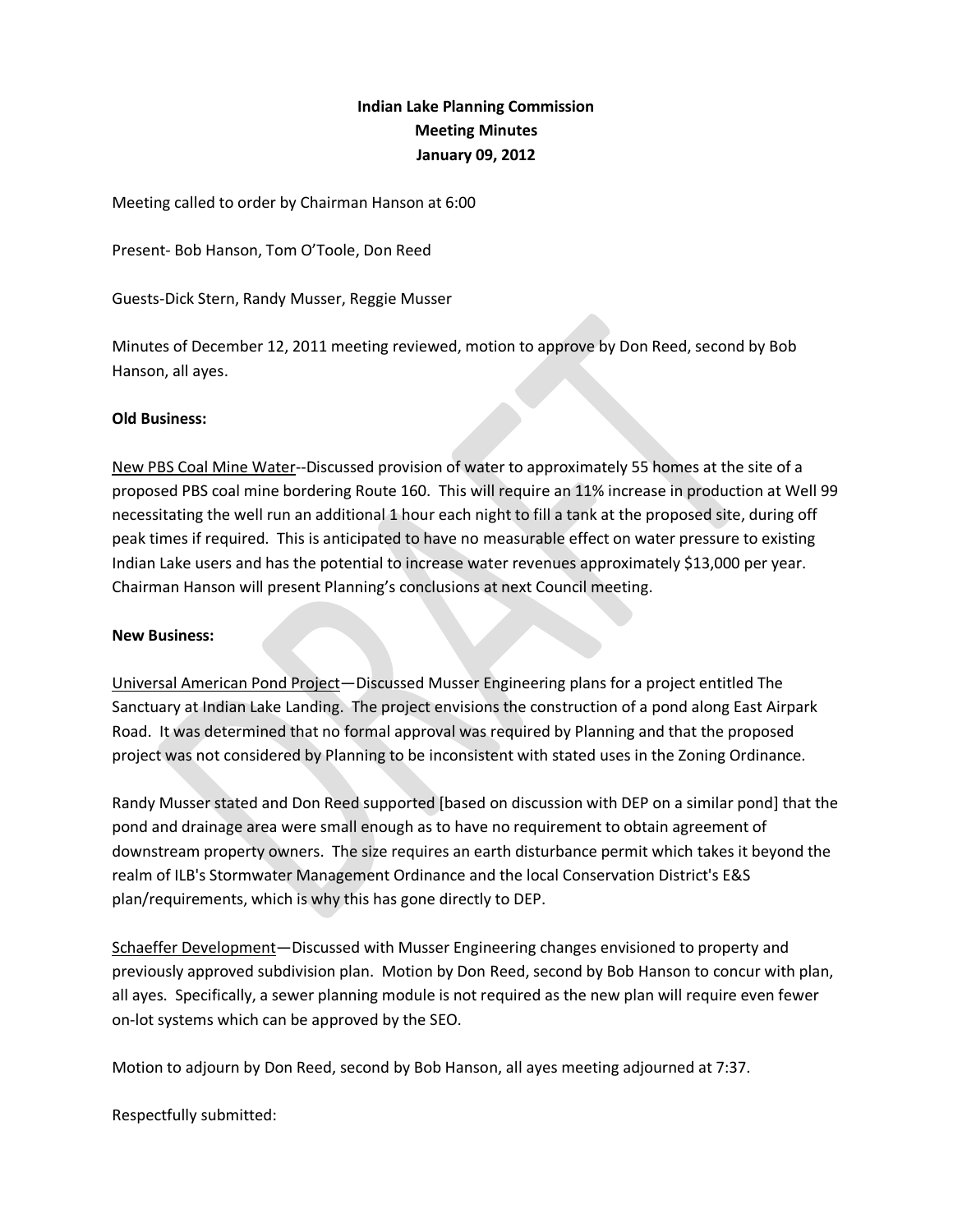**Indian Lake Planning Commission**
**Meeting Minutes**
**January 09, 2012**

Meeting called to order by Chairman Hanson at 6:00

Present- Bob Hanson, Tom O'Toole, Don Reed

Guests-Dick Stern, Randy Musser, Reggie Musser

Minutes of December 12, 2011 meeting reviewed, motion to approve by Don Reed, second by Bob Hanson, all ayes.

**Old Business:**

New PBS Coal Mine Water--Discussed provision of water to approximately 55 homes at the site of a proposed PBS coal mine bordering Route 160. This will require an 11% increase in production at Well 99 necessitating the well run an additional 1 hour each night to fill a tank at the proposed site, during off peak times if required. This is anticipated to have no measurable effect on water pressure to existing Indian Lake users and has the potential to increase water revenues approximately $13,000 per year. Chairman Hanson will present Planning's conclusions at next Council meeting.

**New Business:**

Universal American Pond Project—Discussed Musser Engineering plans for a project entitled The Sanctuary at Indian Lake Landing. The project envisions the construction of a pond along East Airpark Road. It was determined that no formal approval was required by Planning and that the proposed project was not considered by Planning to be inconsistent with stated uses in the Zoning Ordinance.

Randy Musser stated and Don Reed supported [based on discussion with DEP on a similar pond] that the pond and drainage area were small enough as to have no requirement to obtain agreement of downstream property owners. The size requires an earth disturbance permit which takes it beyond the realm of ILB's Stormwater Management Ordinance and the local Conservation District's E&S plan/requirements, which is why this has gone directly to DEP.

Schaeffer Development—Discussed with Musser Engineering changes envisioned to property and previously approved subdivision plan. Motion by Don Reed, second by Bob Hanson to concur with plan, all ayes. Specifically, a sewer planning module is not required as the new plan will require even fewer on-lot systems which can be approved by the SEO.

Motion to adjourn by Don Reed, second by Bob Hanson, all ayes meeting adjourned at 7:37.

Respectfully submitted: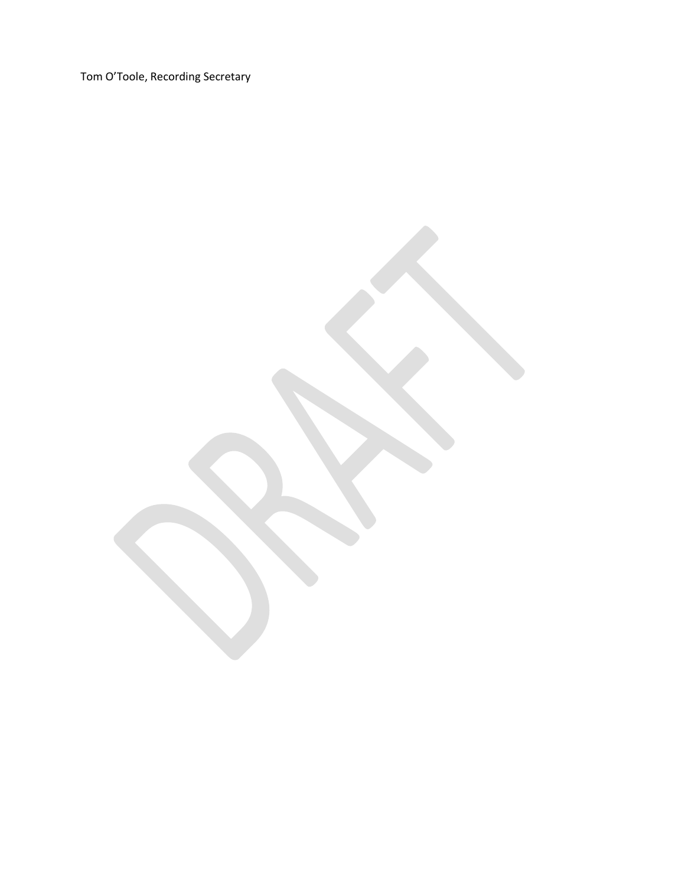Tom O'Toole, Recording Secretary